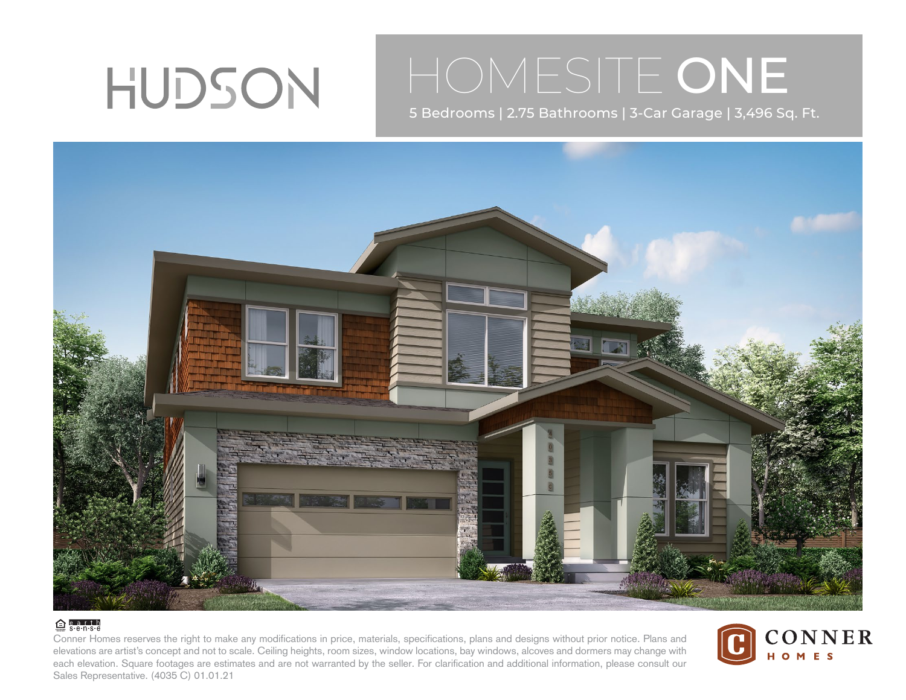# HUDSON

## HOMESITE **ONE**

5 Bedrooms | 2.75 Bathrooms | 3-Car Garage | 3,496 Sq. Ft.

earth sense

Conner Homes reserves the right to make any modifications in price, materials, specifications, plans and designs without prior notice. Plans and elevations are artist's concept and not to scale. Ceiling heights, room sizes, window locations, bay windows, alcoves and dormers may change with each elevation. Square footages are estimates and are not warranted by the seller. For clarification and additional information, please consult our Sales Representative. (4035 C) 01.01.21

CONNER HOMES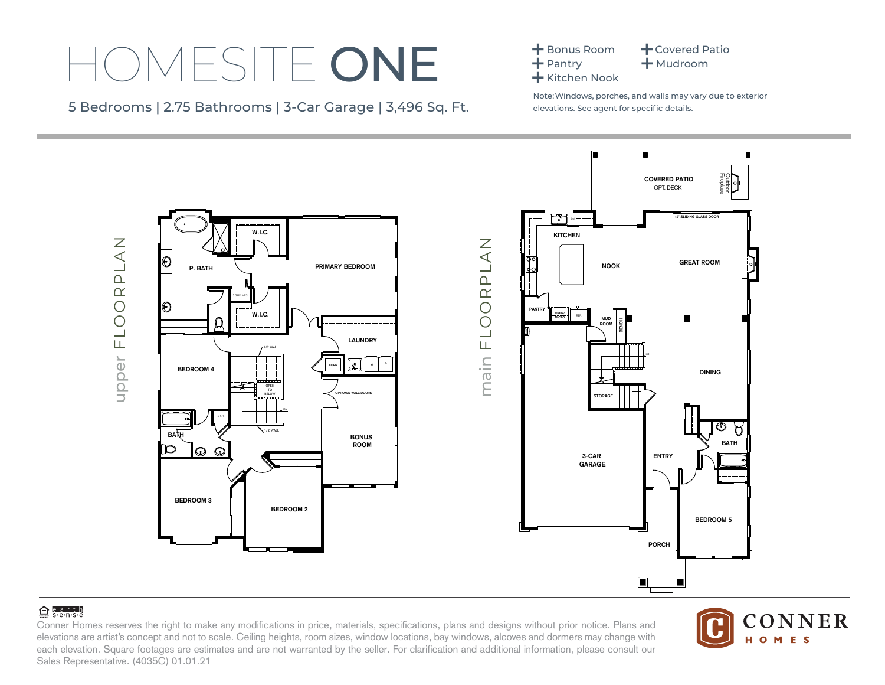# HOMESITE ONE

5 Bedrooms | 2.75 Bathrooms | 3-Car Garage | 3,496 Sq. Ft.

- + Bonus Room
- + Pantry
- + Kitchen Nook
- + Covered Patio
- + Mudroom

Note: Windows, porches, and walls may vary due to exterior elevations. See agent for specific details.

## upper FLOORPLAN

P. BATH
W.I.C.
5 SHELVES
W.I.C.
PRIMARY BEDROOM
LAUNDRY
FURN.
W
D
1/2 WALL
BEDROOM 4
OPEN TO BELOW
DN
OPTIONAL WALL/DOORS
5 SH.
1/2 WALL
BATH
BONUS ROOM
BEDROOM 3
BEDROOM 2

## main FLOORPLAN

COVERED PATIO
OPT. DECK
Outdoor Fireplace
12' SLIDING GLASS DOOR
DW
KITCHEN
NOOK
GREAT ROOM
PANTRY
OVEN/MICRO
REF
MUD ROOM
BENCH
UP
STORAGE
DINING
BATH
3-CAR GARAGE
ENTRY
BEDROOM 5
PORCH

earth sense

Conner Homes reserves the right to make any modifications in price, materials, specifications, plans and designs without prior notice. Plans and elevations are artist's concept and not to scale. Ceiling heights, room sizes, window locations, bay windows, alcoves and dormers may change with each elevation. Square footages are estimates and are not warranted by the seller. For clarification and additional information, please consult our Sales Representative. (4035C) 01.01.21

CONNER HOMES